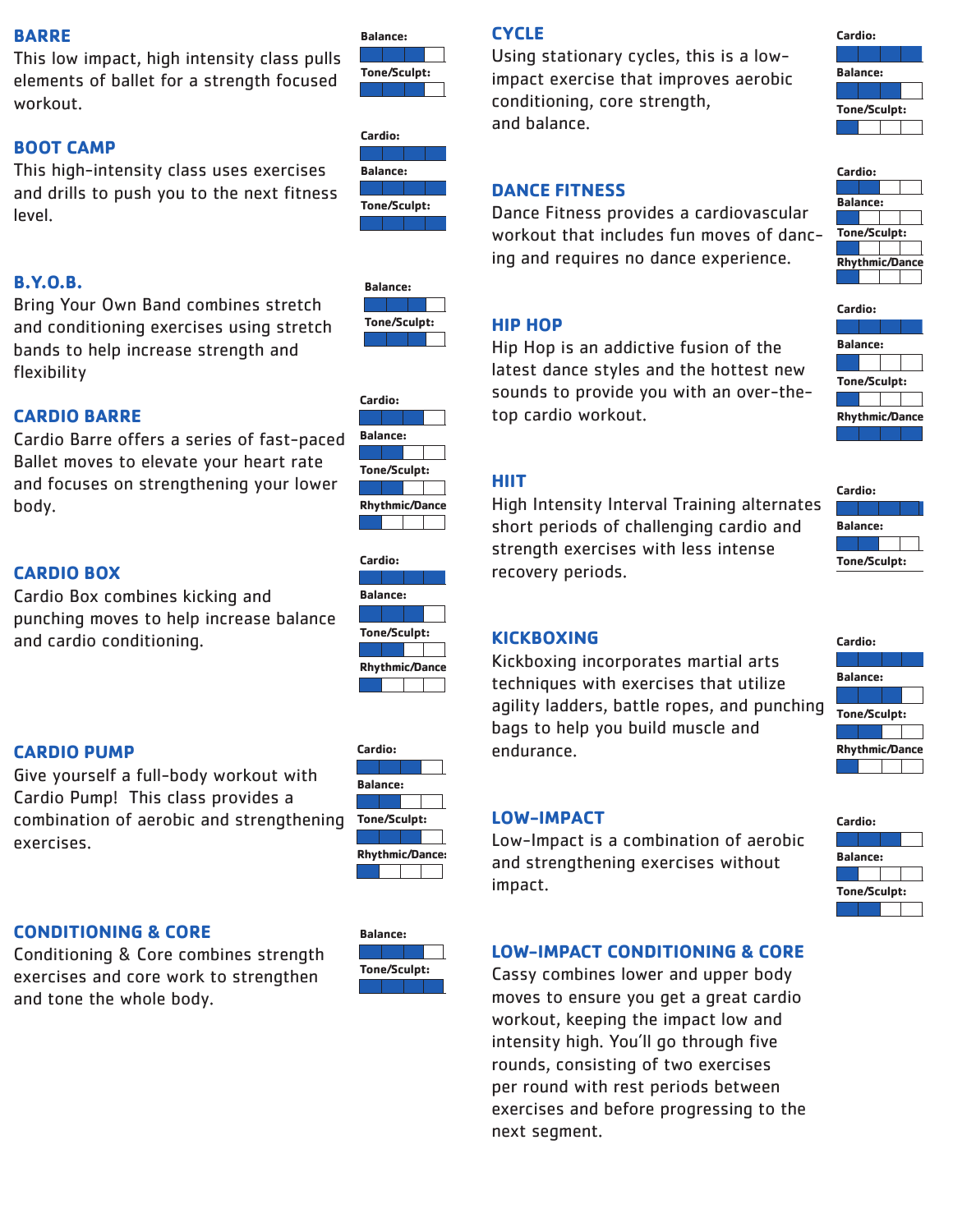## BARRE

This low impact, high intensity class pulls elements of ballet for a strength focused workout.

- **Balance:** ■■■□
- **Tone/Sculpt:** ■■■□

## BOOT CAMP

This high-intensity class uses exercises and drills to push you to the next fitness level.

- **Cardio:** ■■■■
- **Balance:** ■■■■
- **Tone/Sculpt:** ■■■■

## B.Y.O.B.

Bring Your Own Band combines stretch and conditioning exercises using stretch bands to help increase strength and flexibility

- **Balance:** ■■■□
- **Tone/Sculpt:** ■■■□

## CARDIO BARRE

Cardio Barre offers a series of fast-paced Ballet moves to elevate your heart rate and focuses on strengthening your lower body.

- **Cardio:** ■■■□
- **Balance:** ■■□□
- **Tone/Sculpt:** ■■□□
- **Rhythmic/Dance** ■□□□

## CARDIO BOX

Cardio Box combines kicking and punching moves to help increase balance and cardio conditioning.

- **Cardio:** ■■■■
- **Balance:** ■■■□
- **Tone/Sculpt:** ■■□□
- **Rhythmic/Dance** ■□□□

## CARDIO PUMP

Give yourself a full-body workout with Cardio Pump! This class provides a combination of aerobic and strengthening exercises.

- **Cardio:** ■■■□
- **Balance:** ■■□□
- **Tone/Sculpt:** ■■■□
- **Rhythmic/Dance:** ■□□□

## CONDITIONING & CORE

Conditioning & Core combines strength exercises and core work to strengthen and tone the whole body.

- **Balance:** ■■■□
- **Tone/Sculpt:** ■■■■

## CYCLE

Using stationary cycles, this is a low-impact exercise that improves aerobic conditioning, core strength, and balance.

- **Cardio:** ■■■■
- **Balance:** ■■■□
- **Tone/Sculpt:** ■□□□

## DANCE FITNESS

Dance Fitness provides a cardiovascular workout that includes fun moves of dancing and requires no dance experience.

- **Cardio:** ■■□□
- **Balance:** ■□□□
- **Tone/Sculpt:** ■□□□
- **Rhythmic/Dance** ■□□□

## HIP HOP

Hip Hop is an addictive fusion of the latest dance styles and the hottest new sounds to provide you with an over-the-top cardio workout.

- **Cardio:** ■■■■
- **Balance:** ■□□□
- **Tone/Sculpt:** ■□□□
- **Rhythmic/Dance** ■■■■

## HIIT

High Intensity Interval Training alternates short periods of challenging cardio and strength exercises with less intense recovery periods.

- **Cardio:** ■■■■
- **Balance:** ■■□□
- **Tone/Sculpt:**

## KICKBOXING

Kickboxing incorporates martial arts techniques with exercises that utilize agility ladders, battle ropes, and punching bags to help you build muscle and endurance.

- **Cardio:** ■■■■
- **Balance:** ■■■□
- **Tone/Sculpt:** ■■□□
- **Rhythmic/Dance** ■□□□

## LOW-IMPACT

Low-Impact is a combination of aerobic and strengthening exercises without impact.

- **Cardio:** ■■■□
- **Balance:** ■□□□
- **Tone/Sculpt:** ■■□□

## LOW-IMPACT CONDITIONING & CORE

Cassy combines lower and upper body moves to ensure you get a great cardio workout, keeping the impact low and intensity high. You'll go through five rounds, consisting of two exercises per round with rest periods between exercises and before progressing to the next segment.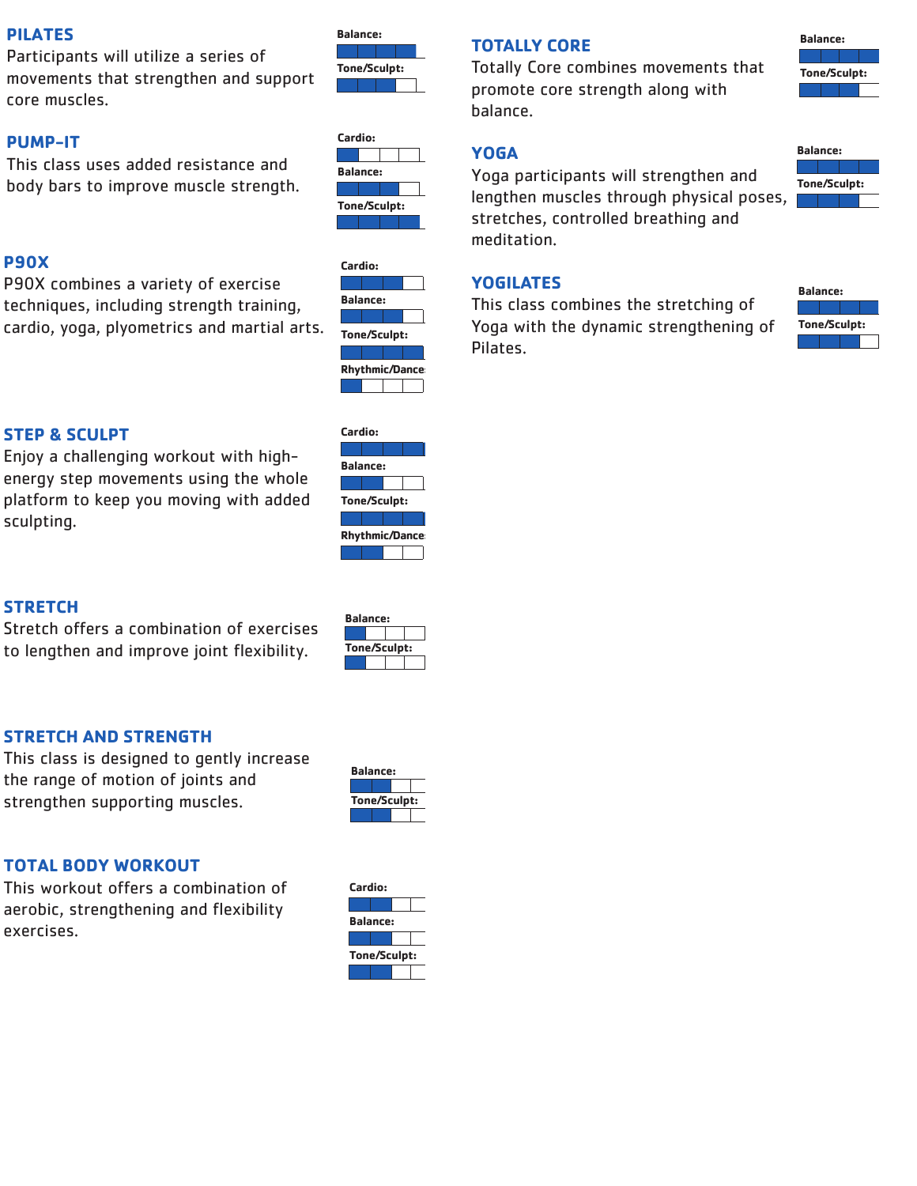## PILATES

Participants will utilize a series of movements that strengthen and support core muscles.

Balance:

Tone/Sculpt:

## PUMP-IT

This class uses added resistance and body bars to improve muscle strength.

Cardio:

Balance:

Tone/Sculpt:

## P90X

P90X combines a variety of exercise techniques, including strength training, cardio, yoga, plyometrics and martial arts.

Cardio:

Balance:

Tone/Sculpt:

Rhythmic/Dance:

## STEP & SCULPT

Enjoy a challenging workout with high-energy step movements using the whole platform to keep you moving with added sculpting.

Cardio:

Balance:

Tone/Sculpt:

Rhythmic/Dance:

## STRETCH

Stretch offers a combination of exercises to lengthen and improve joint flexibility.

Balance:

Tone/Sculpt:

## STRETCH AND STRENGTH

This class is designed to gently increase the range of motion of joints and strengthen supporting muscles.

Balance:

Tone/Sculpt:

## TOTAL BODY WORKOUT

This workout offers a combination of aerobic, strengthening and flexibility exercises.

Cardio:

Balance:

Tone/Sculpt:

## TOTALLY CORE

Totally Core combines movements that promote core strength along with balance.

Balance:

Tone/Sculpt:

## YOGA

Yoga participants will strengthen and lengthen muscles through physical poses, stretches, controlled breathing and meditation.

Balance:

Tone/Sculpt:

## YOGILATES

This class combines the stretching of Yoga with the dynamic strengthening of Pilates.

Balance:

Tone/Sculpt: